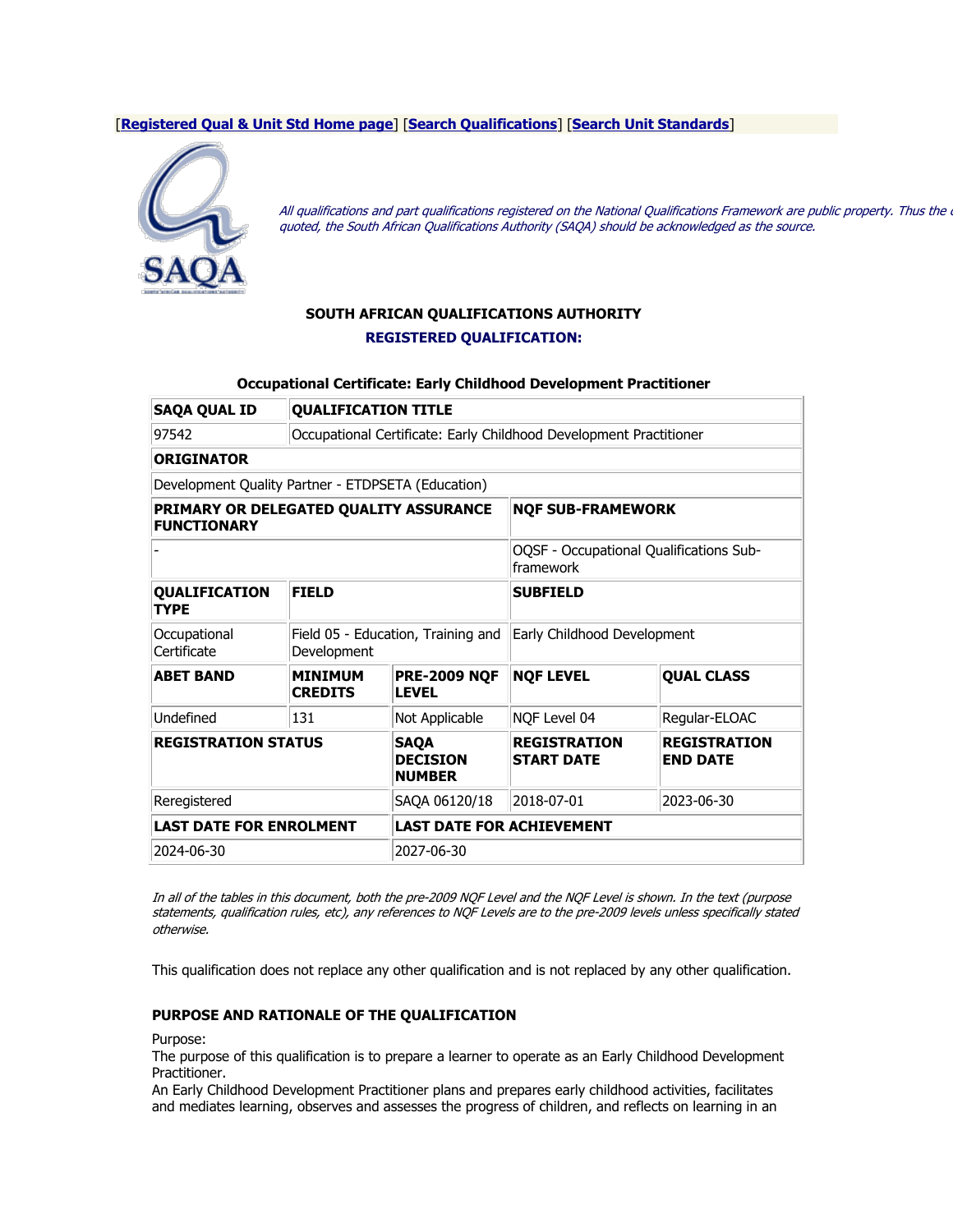[[Registered Qual & Unit Std Home page](#)] [[Search Qualifications](#)] [[Search Unit Standards](#)]

*All qualifications and part qualifications registered on the National Qualifications Framework are public property. Thus the only payment that can be made for them is for service and reproduction. It is illegal to sell this material for profit. If the material is reproduced or quoted, the South African Qualifications Authority (SAQA) should be acknowledged as the source.*

**SOUTH AFRICAN QUALIFICATIONS AUTHORITY**

**REGISTERED QUALIFICATION:**

**Occupational Certificate: Early Childhood Development Practitioner**

| **SAQA QUAL ID** | **QUALIFICATION TITLE** | | | |
|---|---|---|---|---|
| 97542 | Occupational Certificate: Early Childhood Development Practitioner | | | |
| **ORIGINATOR** | | | | |
| Development Quality Partner - ETDPSETA (Education) | | | | |
| **PRIMARY OR DELEGATED QUALITY ASSURANCE FUNCTIONARY** | | | **NQF SUB-FRAMEWORK** | |
| - | | | OQSF - Occupational Qualifications Sub-framework | |
| **QUALIFICATION TYPE** | **FIELD** | | **SUBFIELD** | |
| Occupational Certificate | Field 05 - Education, Training and Development | | Early Childhood Development | |
| **ABET BAND** | **MINIMUM CREDITS** | **PRE-2009 NQF LEVEL** | **NQF LEVEL** | **QUAL CLASS** |
| Undefined | 131 | Not Applicable | NQF Level 04 | Regular-ELOAC |
| **REGISTRATION STATUS** | | **SAQA DECISION NUMBER** | **REGISTRATION START DATE** | **REGISTRATION END DATE** |
| Reregistered | | SAQA 06120/18 | 2018-07-01 | 2023-06-30 |
| **LAST DATE FOR ENROLMENT** | | **LAST DATE FOR ACHIEVEMENT** | | |
| 2024-06-30 | | 2027-06-30 | | |

*In all of the tables in this document, both the pre-2009 NQF Level and the NQF Level is shown. In the text (purpose statements, qualification rules, etc), any references to NQF Levels are to the pre-2009 levels unless specifically stated otherwise.*

This qualification does not replace any other qualification and is not replaced by any other qualification.

**PURPOSE AND RATIONALE OF THE QUALIFICATION**

Purpose:
The purpose of this qualification is to prepare a learner to operate as an Early Childhood Development Practitioner.
An Early Childhood Development Practitioner plans and prepares early childhood activities, facilitates and mediates learning, observes and assesses the progress of children, and reflects on learning in an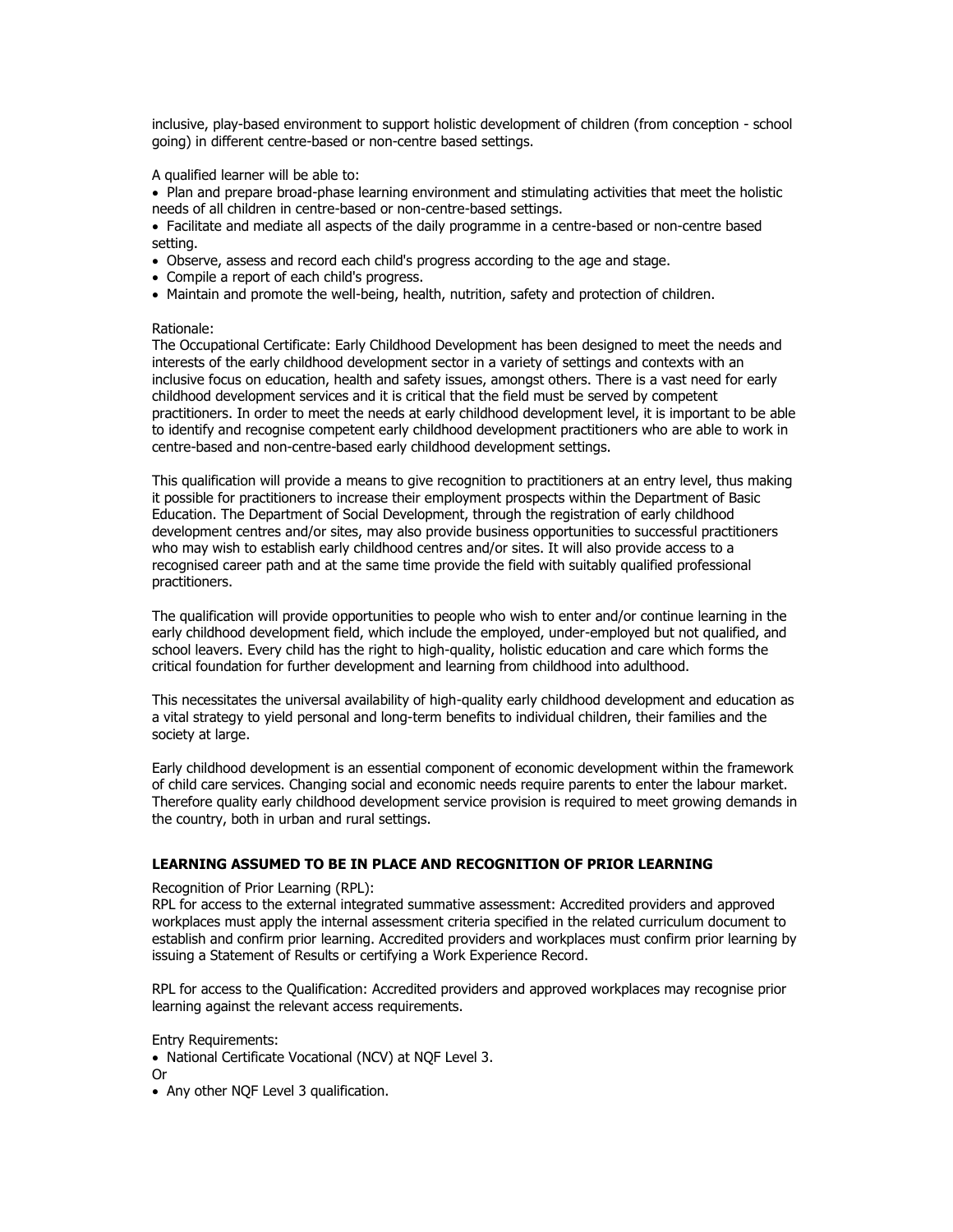inclusive, play-based environment to support holistic development of children (from conception - school going) in different centre-based or non-centre based settings.

A qualified learner will be able to:

- Plan and prepare broad-phase learning environment and stimulating activities that meet the holistic needs of all children in centre-based or non-centre-based settings.
- Facilitate and mediate all aspects of the daily programme in a centre-based or non-centre based setting.
- Observe, assess and record each child's progress according to the age and stage.
- Compile a report of each child's progress.
- Maintain and promote the well-being, health, nutrition, safety and protection of children.

Rationale:
The Occupational Certificate: Early Childhood Development has been designed to meet the needs and interests of the early childhood development sector in a variety of settings and contexts with an inclusive focus on education, health and safety issues, amongst others. There is a vast need for early childhood development services and it is critical that the field must be served by competent practitioners. In order to meet the needs at early childhood development level, it is important to be able to identify and recognise competent early childhood development practitioners who are able to work in centre-based and non-centre-based early childhood development settings.

This qualification will provide a means to give recognition to practitioners at an entry level, thus making it possible for practitioners to increase their employment prospects within the Department of Basic Education. The Department of Social Development, through the registration of early childhood development centres and/or sites, may also provide business opportunities to successful practitioners who may wish to establish early childhood centres and/or sites. It will also provide access to a recognised career path and at the same time provide the field with suitably qualified professional practitioners.

The qualification will provide opportunities to people who wish to enter and/or continue learning in the early childhood development field, which include the employed, under-employed but not qualified, and school leavers. Every child has the right to high-quality, holistic education and care which forms the critical foundation for further development and learning from childhood into adulthood.

This necessitates the universal availability of high-quality early childhood development and education as a vital strategy to yield personal and long-term benefits to individual children, their families and the society at large.

Early childhood development is an essential component of economic development within the framework of child care services. Changing social and economic needs require parents to enter the labour market. Therefore quality early childhood development service provision is required to meet growing demands in the country, both in urban and rural settings.

**LEARNING ASSUMED TO BE IN PLACE AND RECOGNITION OF PRIOR LEARNING**

Recognition of Prior Learning (RPL):
RPL for access to the external integrated summative assessment: Accredited providers and approved workplaces must apply the internal assessment criteria specified in the related curriculum document to establish and confirm prior learning. Accredited providers and workplaces must confirm prior learning by issuing a Statement of Results or certifying a Work Experience Record.

RPL for access to the Qualification: Accredited providers and approved workplaces may recognise prior learning against the relevant access requirements.

Entry Requirements:

- National Certificate Vocational (NCV) at NQF Level 3.

Or

- Any other NQF Level 3 qualification.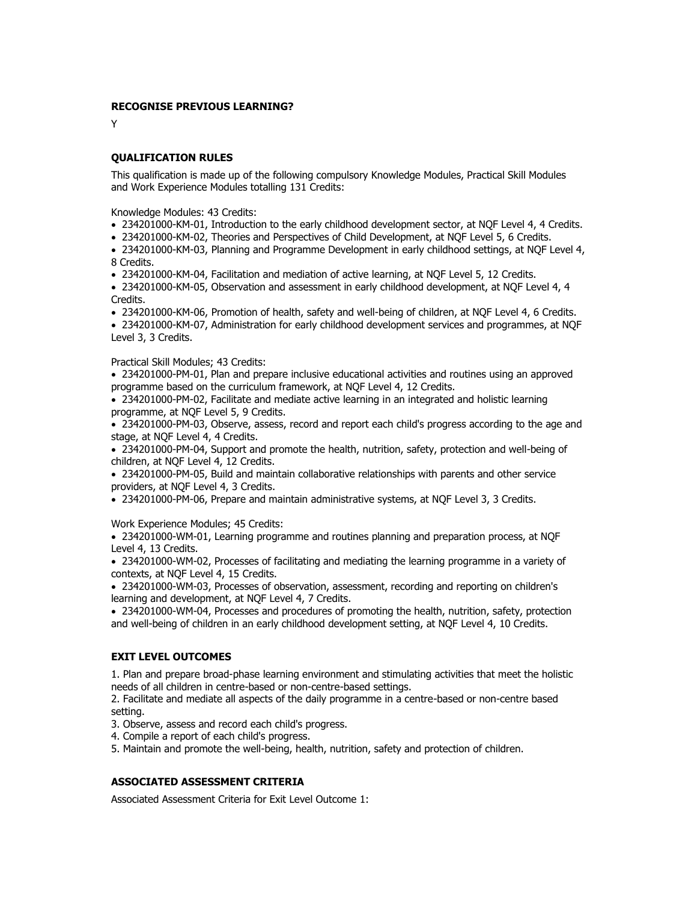**RECOGNISE PREVIOUS LEARNING?**

Y

**QUALIFICATION RULES**

This qualification is made up of the following compulsory Knowledge Modules, Practical Skill Modules and Work Experience Modules totalling 131 Credits:

Knowledge Modules: 43 Credits:

- 234201000-KM-01, Introduction to the early childhood development sector, at NQF Level 4, 4 Credits.
- 234201000-KM-02, Theories and Perspectives of Child Development, at NQF Level 5, 6 Credits.
- 234201000-KM-03, Planning and Programme Development in early childhood settings, at NQF Level 4, 8 Credits.
- 234201000-KM-04, Facilitation and mediation of active learning, at NQF Level 5, 12 Credits.
- 234201000-KM-05, Observation and assessment in early childhood development, at NQF Level 4, 4 Credits.
- 234201000-KM-06, Promotion of health, safety and well-being of children, at NQF Level 4, 6 Credits.
- 234201000-KM-07, Administration for early childhood development services and programmes, at NQF Level 3, 3 Credits.

Practical Skill Modules; 43 Credits:

- 234201000-PM-01, Plan and prepare inclusive educational activities and routines using an approved programme based on the curriculum framework, at NQF Level 4, 12 Credits.
- 234201000-PM-02, Facilitate and mediate active learning in an integrated and holistic learning programme, at NQF Level 5, 9 Credits.
- 234201000-PM-03, Observe, assess, record and report each child's progress according to the age and stage, at NQF Level 4, 4 Credits.
- 234201000-PM-04, Support and promote the health, nutrition, safety, protection and well-being of children, at NQF Level 4, 12 Credits.
- 234201000-PM-05, Build and maintain collaborative relationships with parents and other service providers, at NQF Level 4, 3 Credits.
- 234201000-PM-06, Prepare and maintain administrative systems, at NQF Level 3, 3 Credits.

Work Experience Modules; 45 Credits:

- 234201000-WM-01, Learning programme and routines planning and preparation process, at NQF Level 4, 13 Credits.
- 234201000-WM-02, Processes of facilitating and mediating the learning programme in a variety of contexts, at NQF Level 4, 15 Credits.
- 234201000-WM-03, Processes of observation, assessment, recording and reporting on children's learning and development, at NQF Level 4, 7 Credits.
- 234201000-WM-04, Processes and procedures of promoting the health, nutrition, safety, protection and well-being of children in an early childhood development setting, at NQF Level 4, 10 Credits.

**EXIT LEVEL OUTCOMES**

1. Plan and prepare broad-phase learning environment and stimulating activities that meet the holistic needs of all children in centre-based or non-centre-based settings.
2. Facilitate and mediate all aspects of the daily programme in a centre-based or non-centre based setting.
3. Observe, assess and record each child's progress.
4. Compile a report of each child's progress.
5. Maintain and promote the well-being, health, nutrition, safety and protection of children.

**ASSOCIATED ASSESSMENT CRITERIA**

Associated Assessment Criteria for Exit Level Outcome 1: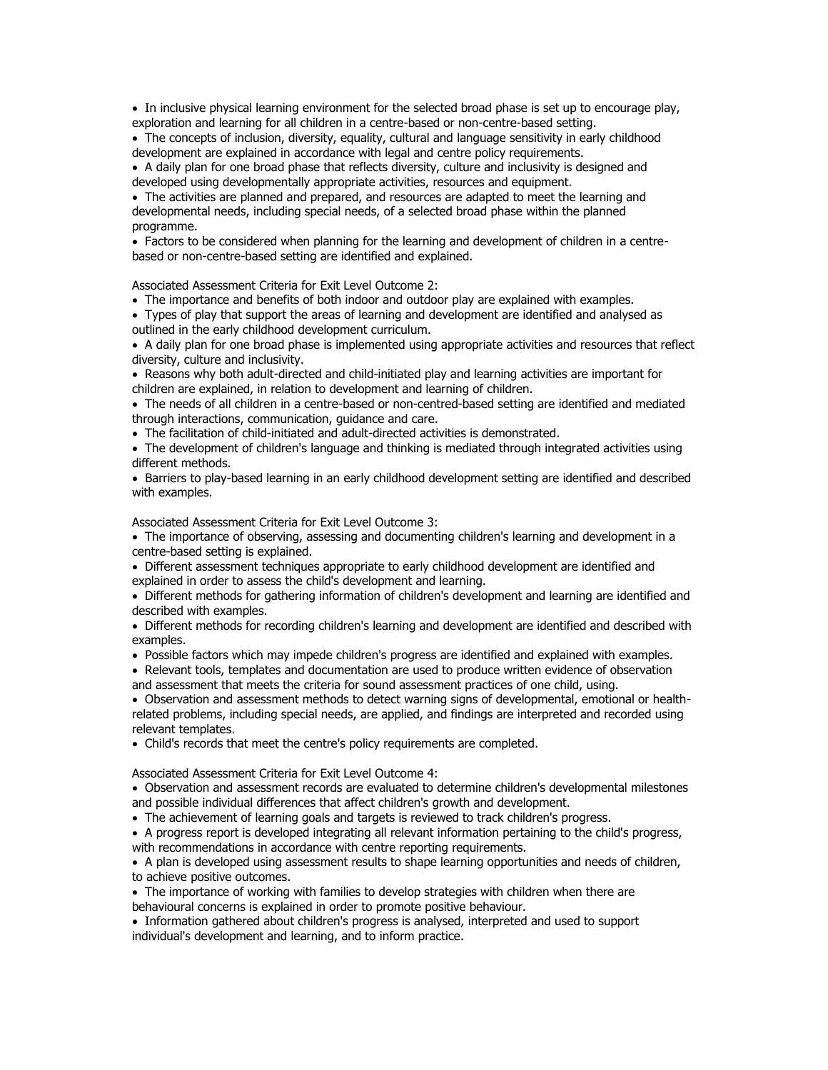- In inclusive physical learning environment for the selected broad phase is set up to encourage play, exploration and learning for all children in a centre-based or non-centre-based setting.
- The concepts of inclusion, diversity, equality, cultural and language sensitivity in early childhood development are explained in accordance with legal and centre policy requirements.
- A daily plan for one broad phase that reflects diversity, culture and inclusivity is designed and developed using developmentally appropriate activities, resources and equipment.
- The activities are planned and prepared, and resources are adapted to meet the learning and developmental needs, including special needs, of a selected broad phase within the planned programme.
- Factors to be considered when planning for the learning and development of children in a centre-based or non-centre-based setting are identified and explained.

Associated Assessment Criteria for Exit Level Outcome 2:

- The importance and benefits of both indoor and outdoor play are explained with examples.
- Types of play that support the areas of learning and development are identified and analysed as outlined in the early childhood development curriculum.
- A daily plan for one broad phase is implemented using appropriate activities and resources that reflect diversity, culture and inclusivity.
- Reasons why both adult-directed and child-initiated play and learning activities are important for children are explained, in relation to development and learning of children.
- The needs of all children in a centre-based or non-centred-based setting are identified and mediated through interactions, communication, guidance and care.
- The facilitation of child-initiated and adult-directed activities is demonstrated.
- The development of children's language and thinking is mediated through integrated activities using different methods.
- Barriers to play-based learning in an early childhood development setting are identified and described with examples.

Associated Assessment Criteria for Exit Level Outcome 3:

- The importance of observing, assessing and documenting children's learning and development in a centre-based setting is explained.
- Different assessment techniques appropriate to early childhood development are identified and explained in order to assess the child's development and learning.
- Different methods for gathering information of children's development and learning are identified and described with examples.
- Different methods for recording children's learning and development are identified and described with examples.
- Possible factors which may impede children's progress are identified and explained with examples.
- Relevant tools, templates and documentation are used to produce written evidence of observation and assessment that meets the criteria for sound assessment practices of one child, using.
- Observation and assessment methods to detect warning signs of developmental, emotional or health-related problems, including special needs, are applied, and findings are interpreted and recorded using relevant templates.
- Child's records that meet the centre's policy requirements are completed.

Associated Assessment Criteria for Exit Level Outcome 4:

- Observation and assessment records are evaluated to determine children's developmental milestones and possible individual differences that affect children's growth and development.
- The achievement of learning goals and targets is reviewed to track children's progress.
- A progress report is developed integrating all relevant information pertaining to the child's progress, with recommendations in accordance with centre reporting requirements.
- A plan is developed using assessment results to shape learning opportunities and needs of children, to achieve positive outcomes.
- The importance of working with families to develop strategies with children when there are behavioural concerns is explained in order to promote positive behaviour.
- Information gathered about children's progress is analysed, interpreted and used to support individual's development and learning, and to inform practice.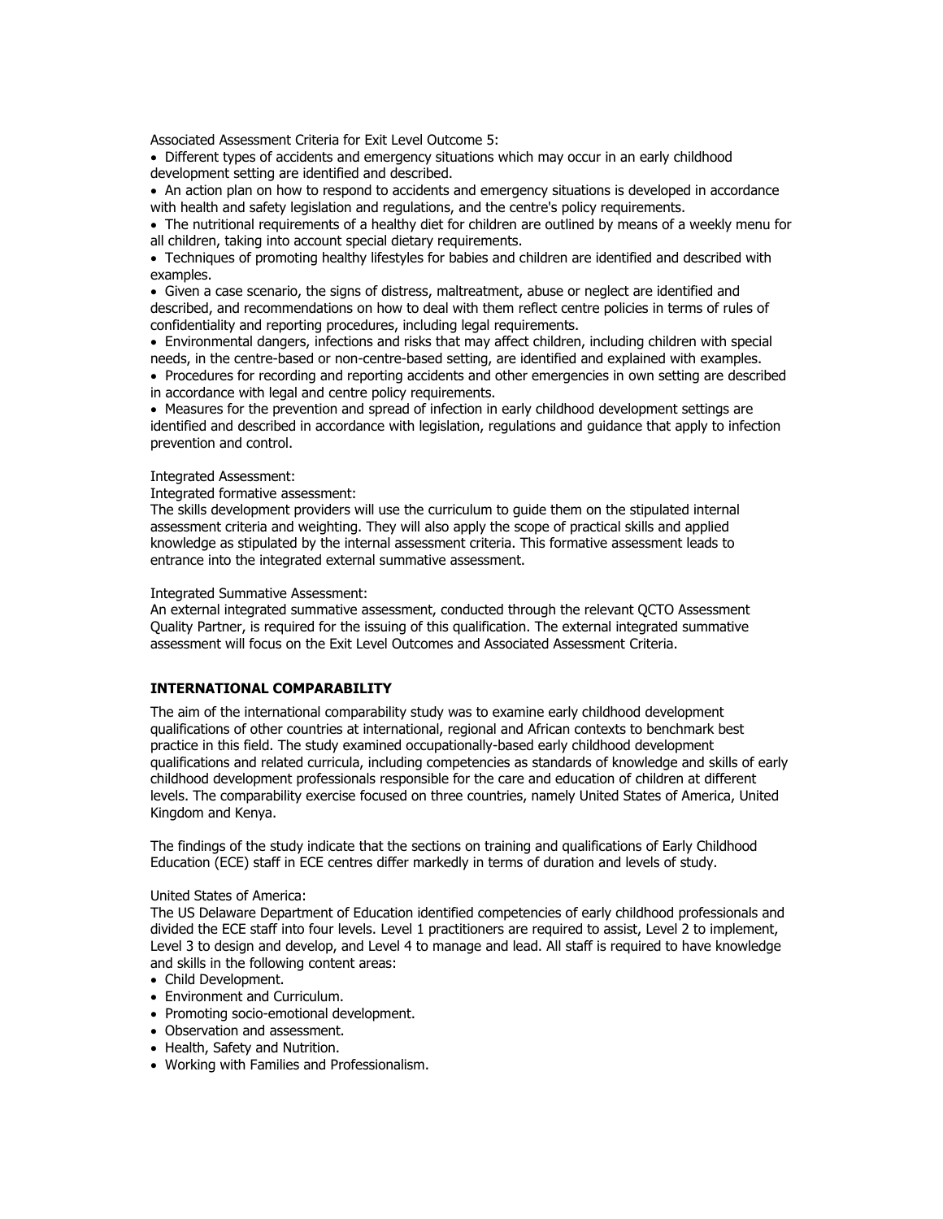Associated Assessment Criteria for Exit Level Outcome 5:

- Different types of accidents and emergency situations which may occur in an early childhood development setting are identified and described.
- An action plan on how to respond to accidents and emergency situations is developed in accordance with health and safety legislation and regulations, and the centre's policy requirements.
- The nutritional requirements of a healthy diet for children are outlined by means of a weekly menu for all children, taking into account special dietary requirements.
- Techniques of promoting healthy lifestyles for babies and children are identified and described with examples.
- Given a case scenario, the signs of distress, maltreatment, abuse or neglect are identified and described, and recommendations on how to deal with them reflect centre policies in terms of rules of confidentiality and reporting procedures, including legal requirements.
- Environmental dangers, infections and risks that may affect children, including children with special needs, in the centre-based or non-centre-based setting, are identified and explained with examples.
- Procedures for recording and reporting accidents and other emergencies in own setting are described in accordance with legal and centre policy requirements.
- Measures for the prevention and spread of infection in early childhood development settings are identified and described in accordance with legislation, regulations and guidance that apply to infection prevention and control.

Integrated Assessment:

Integrated formative assessment:

The skills development providers will use the curriculum to guide them on the stipulated internal assessment criteria and weighting. They will also apply the scope of practical skills and applied knowledge as stipulated by the internal assessment criteria. This formative assessment leads to entrance into the integrated external summative assessment.

Integrated Summative Assessment:

An external integrated summative assessment, conducted through the relevant QCTO Assessment Quality Partner, is required for the issuing of this qualification. The external integrated summative assessment will focus on the Exit Level Outcomes and Associated Assessment Criteria.

**INTERNATIONAL COMPARABILITY**

The aim of the international comparability study was to examine early childhood development qualifications of other countries at international, regional and African contexts to benchmark best practice in this field. The study examined occupationally-based early childhood development qualifications and related curricula, including competencies as standards of knowledge and skills of early childhood development professionals responsible for the care and education of children at different levels. The comparability exercise focused on three countries, namely United States of America, United Kingdom and Kenya.

The findings of the study indicate that the sections on training and qualifications of Early Childhood Education (ECE) staff in ECE centres differ markedly in terms of duration and levels of study.

United States of America:

The US Delaware Department of Education identified competencies of early childhood professionals and divided the ECE staff into four levels. Level 1 practitioners are required to assist, Level 2 to implement, Level 3 to design and develop, and Level 4 to manage and lead. All staff is required to have knowledge and skills in the following content areas:

- Child Development.
- Environment and Curriculum.
- Promoting socio-emotional development.
- Observation and assessment.
- Health, Safety and Nutrition.
- Working with Families and Professionalism.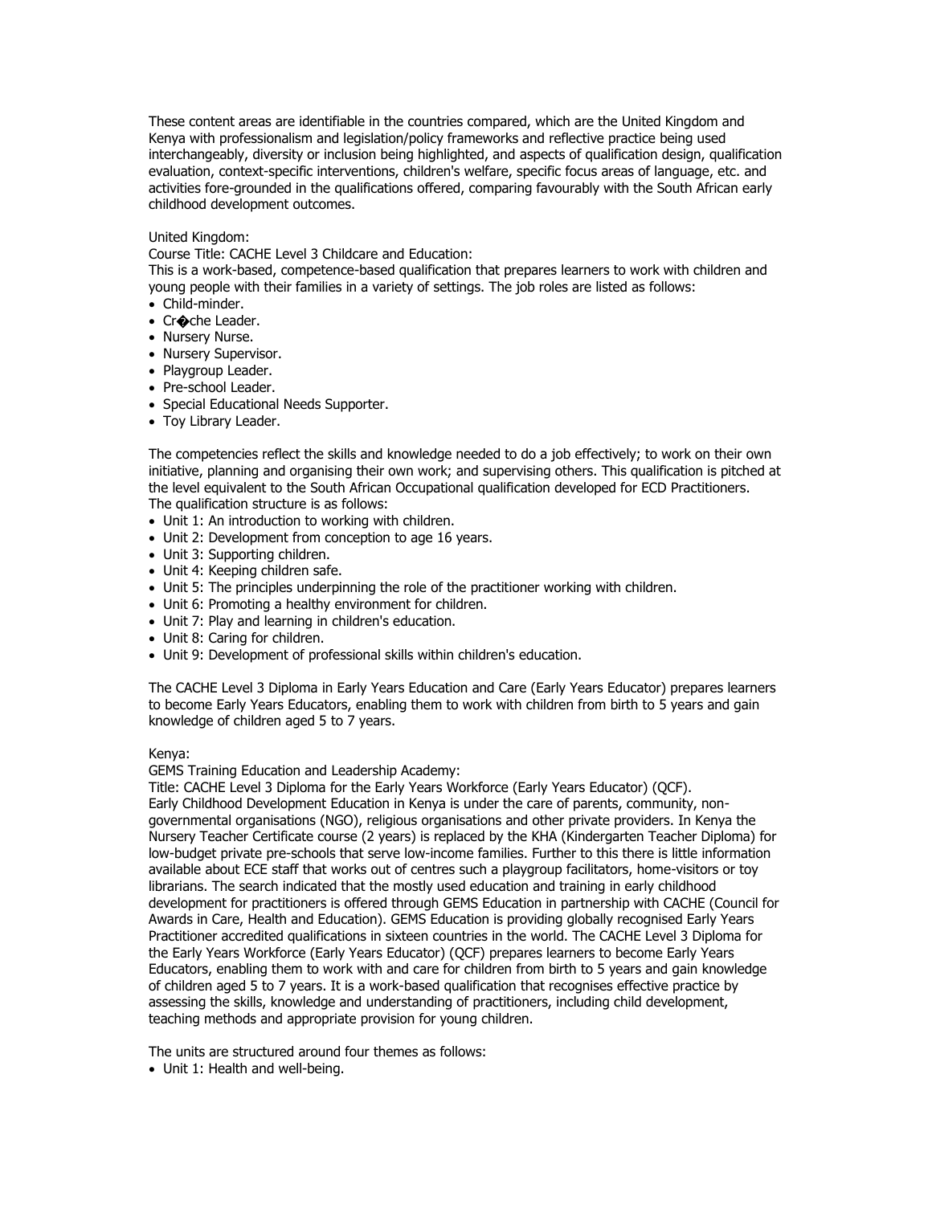These content areas are identifiable in the countries compared, which are the United Kingdom and Kenya with professionalism and legislation/policy frameworks and reflective practice being used interchangeably, diversity or inclusion being highlighted, and aspects of qualification design, qualification evaluation, context-specific interventions, children's welfare, specific focus areas of language, etc. and activities fore-grounded in the qualifications offered, comparing favourably with the South African early childhood development outcomes.

United Kingdom:

Course Title: CACHE Level 3 Childcare and Education:

This is a work-based, competence-based qualification that prepares learners to work with children and young people with their families in a variety of settings. The job roles are listed as follows:

- Child-minder.
- Cr�che Leader.
- Nursery Nurse.
- Nursery Supervisor.
- Playgroup Leader.
- Pre-school Leader.
- Special Educational Needs Supporter.
- Toy Library Leader.

The competencies reflect the skills and knowledge needed to do a job effectively; to work on their own initiative, planning and organising their own work; and supervising others. This qualification is pitched at the level equivalent to the South African Occupational qualification developed for ECD Practitioners. The qualification structure is as follows:

- Unit 1: An introduction to working with children.
- Unit 2: Development from conception to age 16 years.
- Unit 3: Supporting children.
- Unit 4: Keeping children safe.
- Unit 5: The principles underpinning the role of the practitioner working with children.
- Unit 6: Promoting a healthy environment for children.
- Unit 7: Play and learning in children's education.
- Unit 8: Caring for children.
- Unit 9: Development of professional skills within children's education.

The CACHE Level 3 Diploma in Early Years Education and Care (Early Years Educator) prepares learners to become Early Years Educators, enabling them to work with children from birth to 5 years and gain knowledge of children aged 5 to 7 years.

Kenya:

GEMS Training Education and Leadership Academy:

Title: CACHE Level 3 Diploma for the Early Years Workforce (Early Years Educator) (QCF).

Early Childhood Development Education in Kenya is under the care of parents, community, non-governmental organisations (NGO), religious organisations and other private providers. In Kenya the Nursery Teacher Certificate course (2 years) is replaced by the KHA (Kindergarten Teacher Diploma) for low-budget private pre-schools that serve low-income families. Further to this there is little information available about ECE staff that works out of centres such a playgroup facilitators, home-visitors or toy librarians. The search indicated that the mostly used education and training in early childhood development for practitioners is offered through GEMS Education in partnership with CACHE (Council for Awards in Care, Health and Education). GEMS Education is providing globally recognised Early Years Practitioner accredited qualifications in sixteen countries in the world. The CACHE Level 3 Diploma for the Early Years Workforce (Early Years Educator) (QCF) prepares learners to become Early Years Educators, enabling them to work with and care for children from birth to 5 years and gain knowledge of children aged 5 to 7 years. It is a work-based qualification that recognises effective practice by assessing the skills, knowledge and understanding of practitioners, including child development, teaching methods and appropriate provision for young children.

The units are structured around four themes as follows:

- Unit 1: Health and well-being.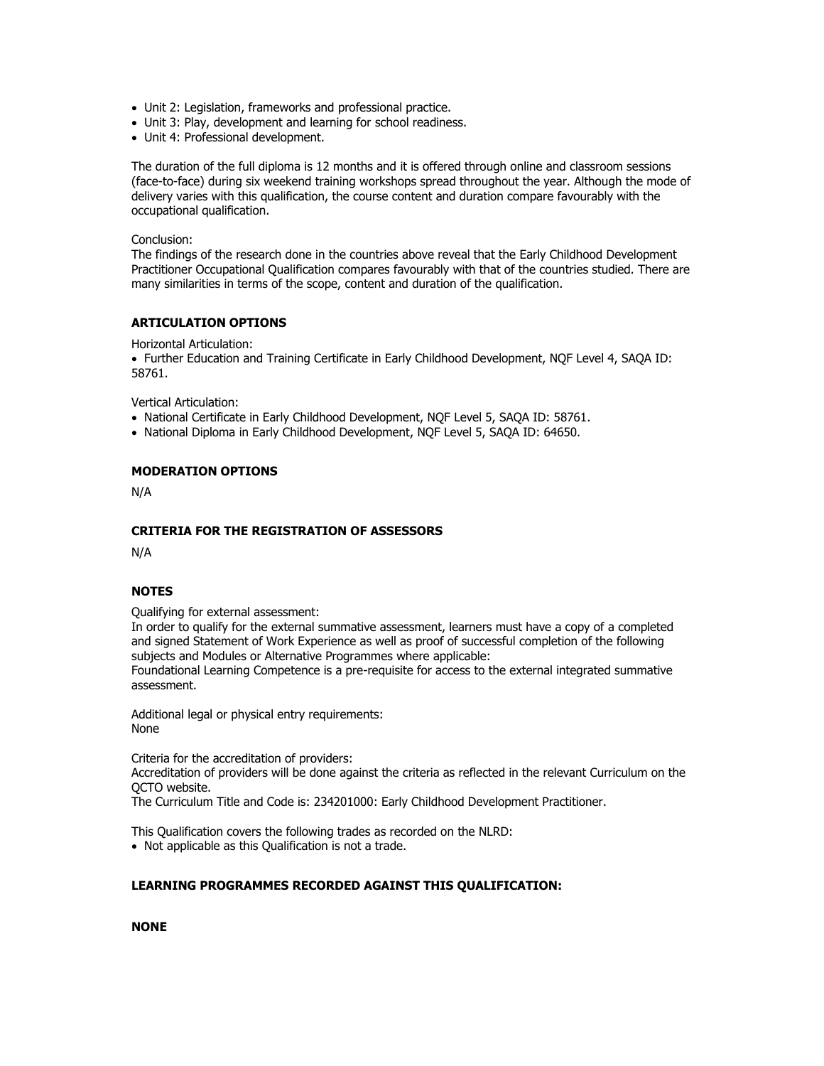- Unit 2: Legislation, frameworks and professional practice.
- Unit 3: Play, development and learning for school readiness.
- Unit 4: Professional development.

The duration of the full diploma is 12 months and it is offered through online and classroom sessions (face-to-face) during six weekend training workshops spread throughout the year. Although the mode of delivery varies with this qualification, the course content and duration compare favourably with the occupational qualification.

Conclusion:
The findings of the research done in the countries above reveal that the Early Childhood Development Practitioner Occupational Qualification compares favourably with that of the countries studied. There are many similarities in terms of the scope, content and duration of the qualification.

**ARTICULATION OPTIONS**

Horizontal Articulation:
- Further Education and Training Certificate in Early Childhood Development, NQF Level 4, SAQA ID: 58761.

Vertical Articulation:
- National Certificate in Early Childhood Development, NQF Level 5, SAQA ID: 58761.
- National Diploma in Early Childhood Development, NQF Level 5, SAQA ID: 64650.

**MODERATION OPTIONS**

N/A

**CRITERIA FOR THE REGISTRATION OF ASSESSORS**

N/A

**NOTES**

Qualifying for external assessment:
In order to qualify for the external summative assessment, learners must have a copy of a completed and signed Statement of Work Experience as well as proof of successful completion of the following subjects and Modules or Alternative Programmes where applicable:
Foundational Learning Competence is a pre-requisite for access to the external integrated summative assessment.

Additional legal or physical entry requirements:
None

Criteria for the accreditation of providers:
Accreditation of providers will be done against the criteria as reflected in the relevant Curriculum on the QCTO website.
The Curriculum Title and Code is: 234201000: Early Childhood Development Practitioner.

This Qualification covers the following trades as recorded on the NLRD:
- Not applicable as this Qualification is not a trade.

**LEARNING PROGRAMMES RECORDED AGAINST THIS QUALIFICATION:**

**NONE**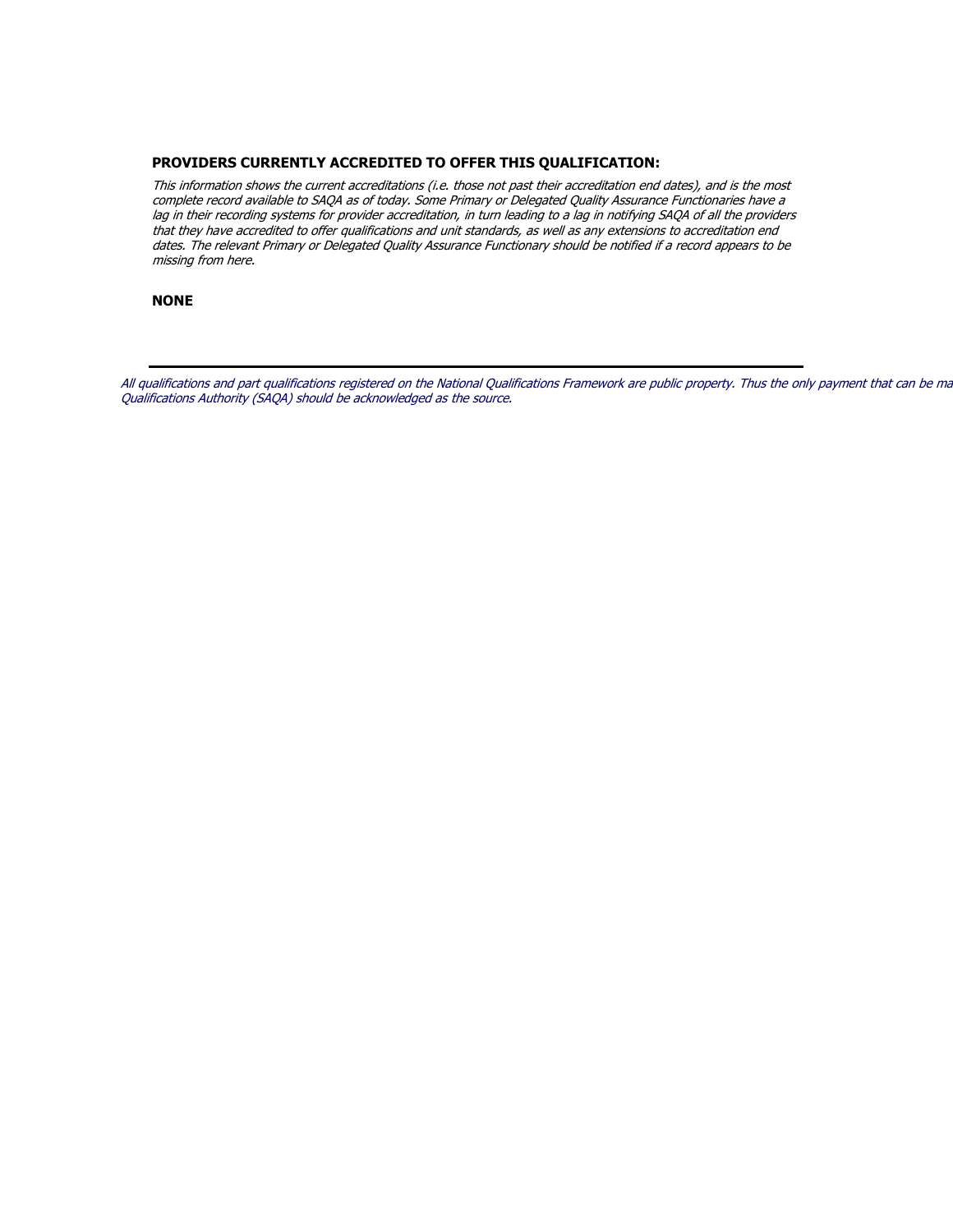**PROVIDERS CURRENTLY ACCREDITED TO OFFER THIS QUALIFICATION:**

*This information shows the current accreditations (i.e. those not past their accreditation end dates), and is the most complete record available to SAQA as of today. Some Primary or Delegated Quality Assurance Functionaries have a lag in their recording systems for provider accreditation, in turn leading to a lag in notifying SAQA of all the providers that they have accredited to offer qualifications and unit standards, as well as any extensions to accreditation end dates. The relevant Primary or Delegated Quality Assurance Functionary should be notified if a record appears to be missing from here.*

**NONE**

---

*All qualifications and part qualifications registered on the National Qualifications Framework are public property. Thus the only payment that can be ma Qualifications Authority (SAQA) should be acknowledged as the source.*